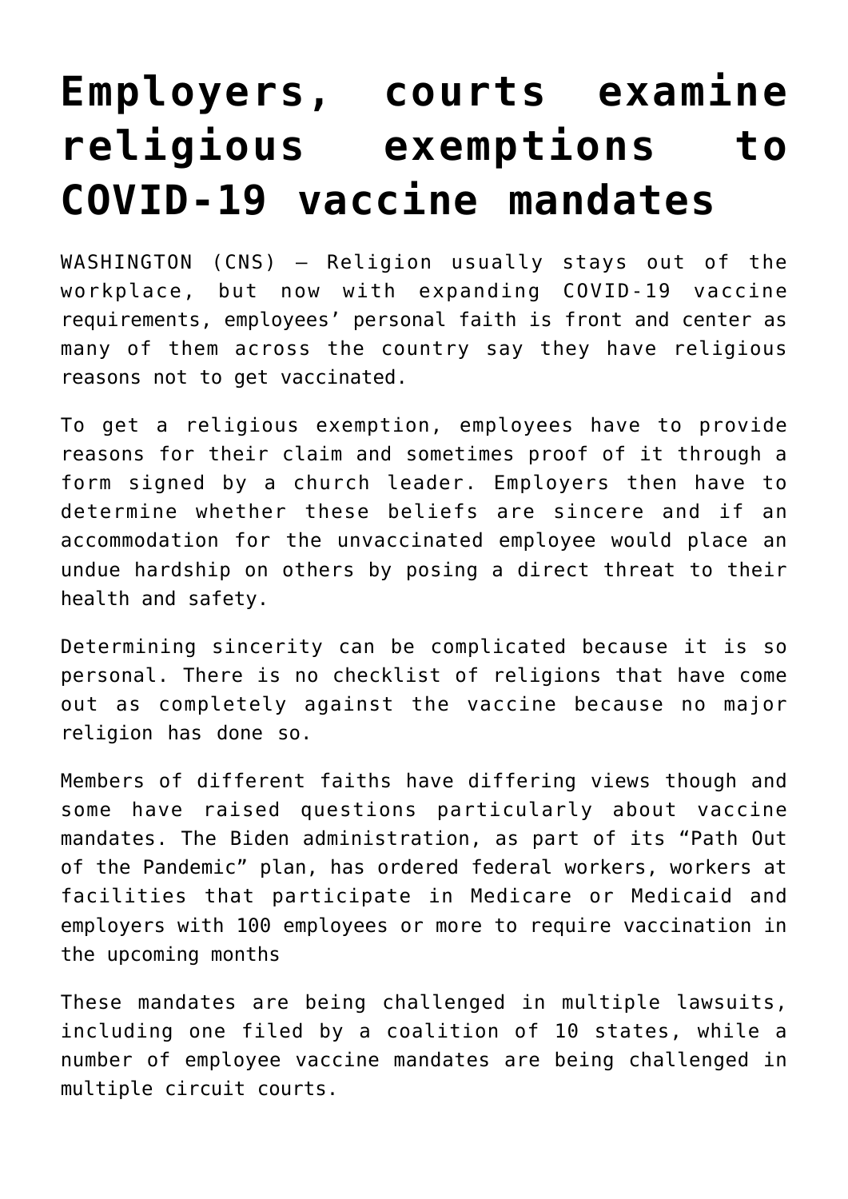# Employers, courts examine religious exemptions to COVID-19 vaccine mandates

WASHINGTON (CNS) — Religion usually stays out of the workplace, but now with expanding COVID-19 vaccine requirements, employees' personal faith is front and center as many of them across the country say they have religious reasons not to get vaccinated.

To get a religious exemption, employees have to provide reasons for their claim and sometimes proof of it through a form signed by a church leader. Employers then have to determine whether these beliefs are sincere and if an accommodation for the unvaccinated employee would place an undue hardship on others by posing a direct threat to their health and safety.

Determining sincerity can be complicated because it is so personal. There is no checklist of religions that have come out as completely against the vaccine because no major religion has done so.

Members of different faiths have differing views though and some have raised questions particularly about vaccine mandates. The Biden administration, as part of its "Path Out of the Pandemic" plan, has ordered federal workers, workers at facilities that participate in Medicare or Medicaid and employers with 100 employees or more to require vaccination in the upcoming months

These mandates are being challenged in multiple lawsuits, including one filed by a coalition of 10 states, while a number of employee vaccine mandates are being challenged in multiple circuit courts.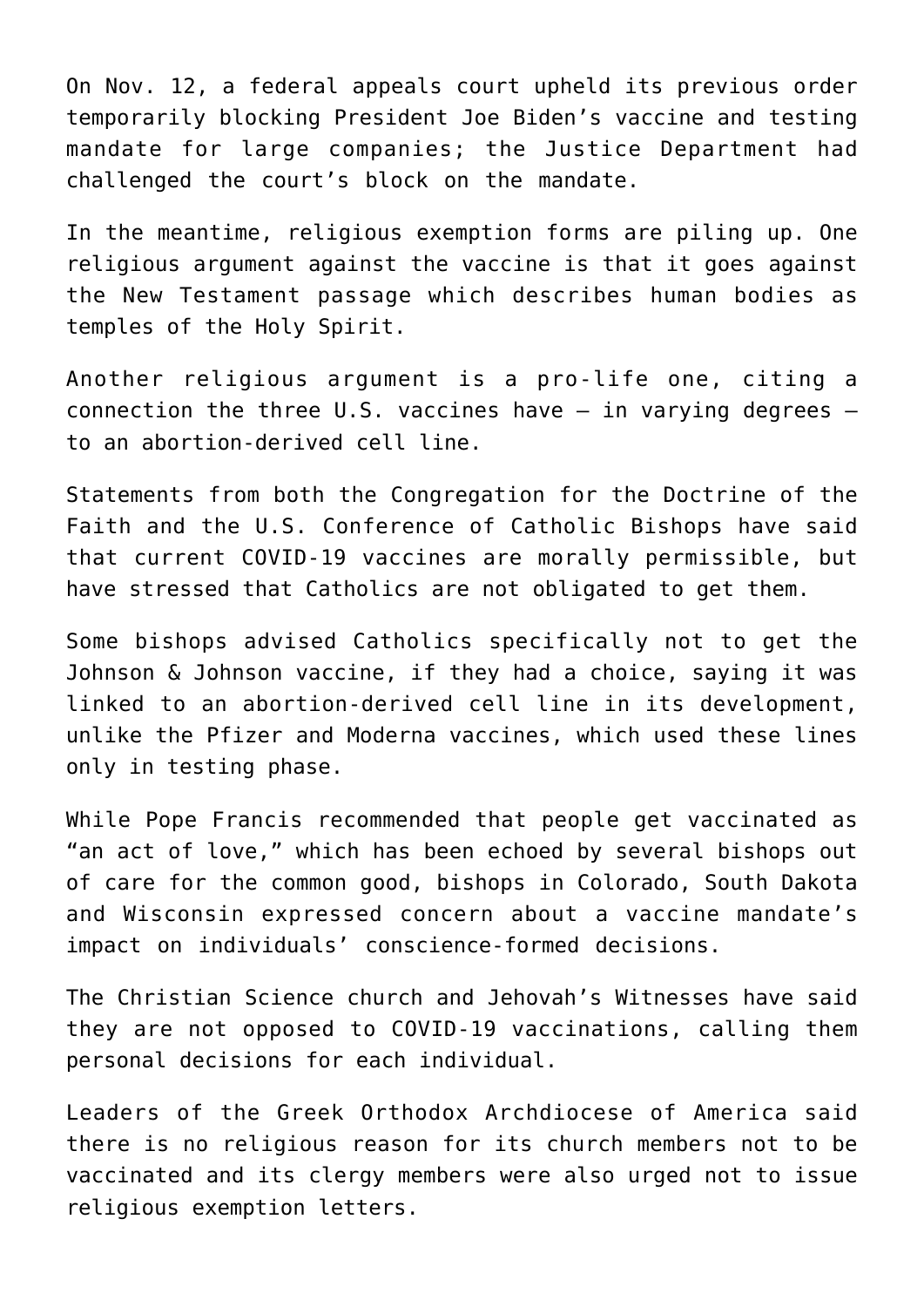On Nov. 12, a federal appeals court upheld its previous order temporarily blocking President Joe Biden's vaccine and testing mandate for large companies; the Justice Department had challenged the court's block on the mandate.

In the meantime, religious exemption forms are piling up. One religious argument against the vaccine is that it goes against the New Testament passage which describes human bodies as temples of the Holy Spirit.

Another religious argument is a pro-life one, citing a connection the three U.S. vaccines have — in varying degrees — to an abortion-derived cell line.

Statements from both the Congregation for the Doctrine of the Faith and the U.S. Conference of Catholic Bishops have said that current COVID-19 vaccines are morally permissible, but have stressed that Catholics are not obligated to get them.

Some bishops advised Catholics specifically not to get the Johnson & Johnson vaccine, if they had a choice, saying it was linked to an abortion-derived cell line in its development, unlike the Pfizer and Moderna vaccines, which used these lines only in testing phase.

While Pope Francis recommended that people get vaccinated as "an act of love," which has been echoed by several bishops out of care for the common good, bishops in Colorado, South Dakota and Wisconsin expressed concern about a vaccine mandate's impact on individuals' conscience-formed decisions.

The Christian Science church and Jehovah's Witnesses have said they are not opposed to COVID-19 vaccinations, calling them personal decisions for each individual.

Leaders of the Greek Orthodox Archdiocese of America said there is no religious reason for its church members not to be vaccinated and its clergy members were also urged not to issue religious exemption letters.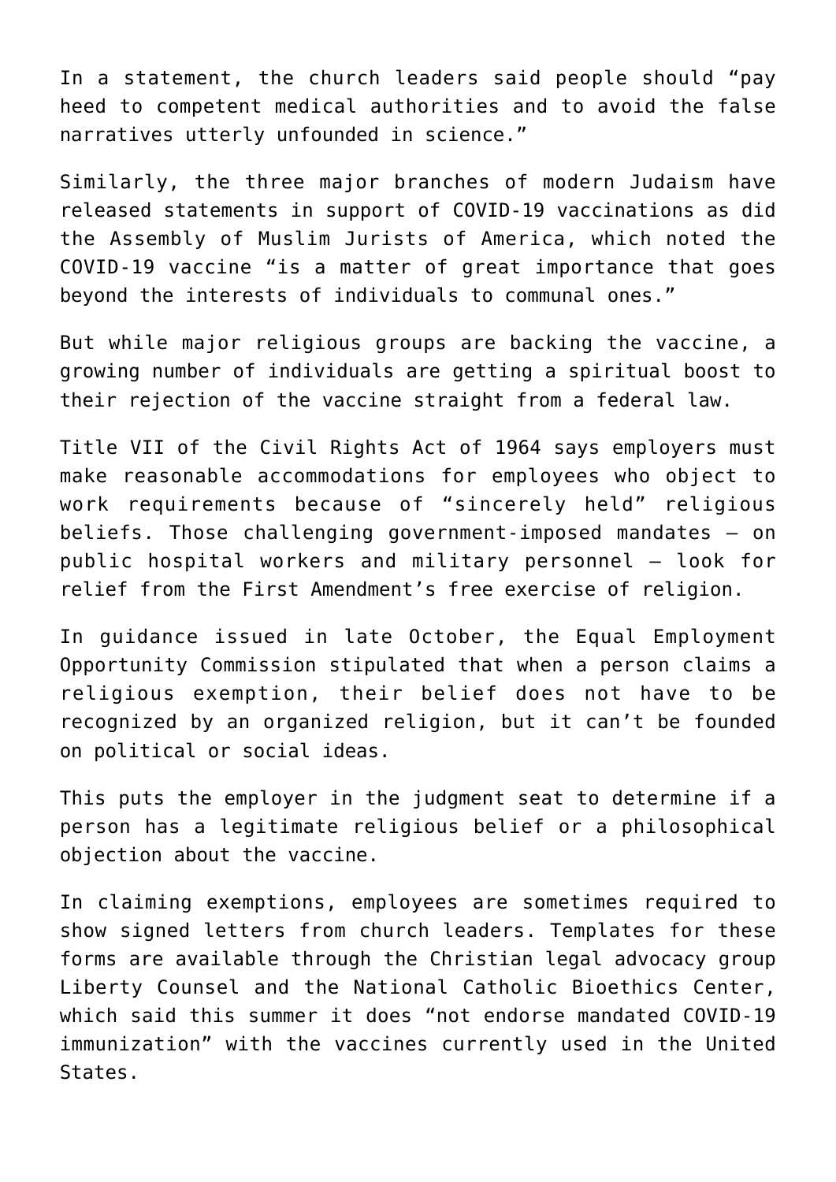In a statement, the church leaders said people should "pay heed to competent medical authorities and to avoid the false narratives utterly unfounded in science."

Similarly, the three major branches of modern Judaism have released statements in support of COVID-19 vaccinations as did the Assembly of Muslim Jurists of America, which noted the COVID-19 vaccine "is a matter of great importance that goes beyond the interests of individuals to communal ones."

But while major religious groups are backing the vaccine, a growing number of individuals are getting a spiritual boost to their rejection of the vaccine straight from a federal law.

Title VII of the Civil Rights Act of 1964 says employers must make reasonable accommodations for employees who object to work requirements because of "sincerely held" religious beliefs. Those challenging government-imposed mandates – on public hospital workers and military personnel – look for relief from the First Amendment's free exercise of religion.

In guidance issued in late October, the Equal Employment Opportunity Commission stipulated that when a person claims a religious exemption, their belief does not have to be recognized by an organized religion, but it can't be founded on political or social ideas.

This puts the employer in the judgment seat to determine if a person has a legitimate religious belief or a philosophical objection about the vaccine.

In claiming exemptions, employees are sometimes required to show signed letters from church leaders. Templates for these forms are available through the Christian legal advocacy group Liberty Counsel and the National Catholic Bioethics Center, which said this summer it does "not endorse mandated COVID-19 immunization" with the vaccines currently used in the United States.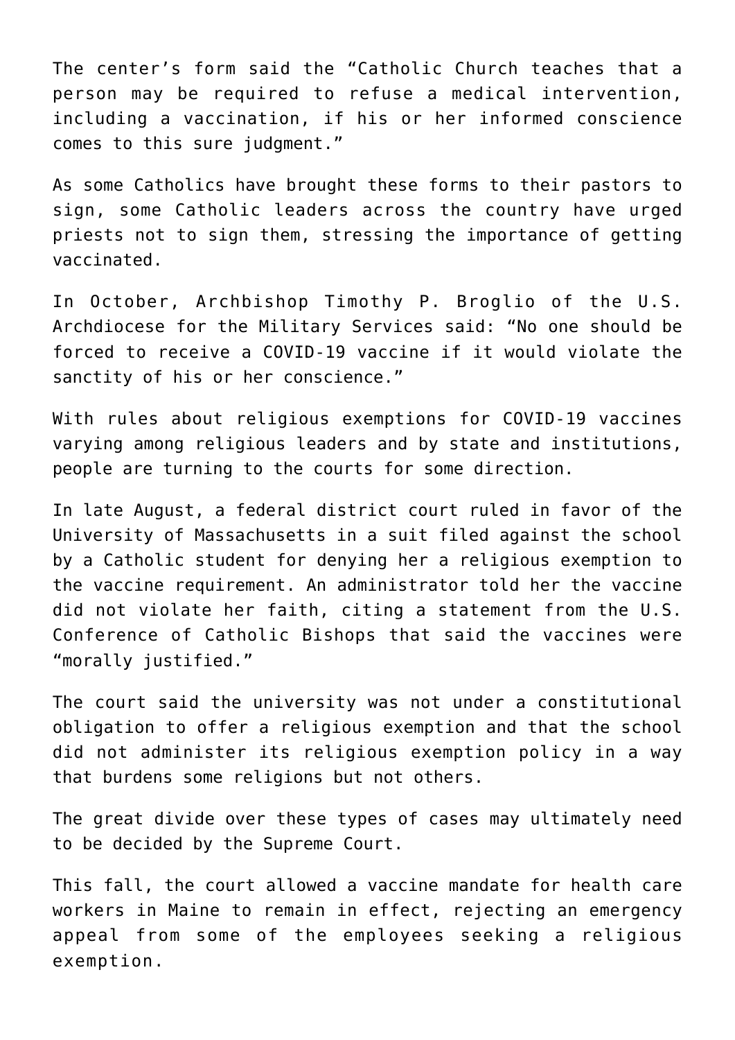The center's form said the "Catholic Church teaches that a person may be required to refuse a medical intervention, including a vaccination, if his or her informed conscience comes to this sure judgment."

As some Catholics have brought these forms to their pastors to sign, some Catholic leaders across the country have urged priests not to sign them, stressing the importance of getting vaccinated.

In October, Archbishop Timothy P. Broglio of the U.S. Archdiocese for the Military Services said: "No one should be forced to receive a COVID-19 vaccine if it would violate the sanctity of his or her conscience."

With rules about religious exemptions for COVID-19 vaccines varying among religious leaders and by state and institutions, people are turning to the courts for some direction.

In late August, a federal district court ruled in favor of the University of Massachusetts in a suit filed against the school by a Catholic student for denying her a religious exemption to the vaccine requirement. An administrator told her the vaccine did not violate her faith, citing a statement from the U.S. Conference of Catholic Bishops that said the vaccines were "morally justified."

The court said the university was not under a constitutional obligation to offer a religious exemption and that the school did not administer its religious exemption policy in a way that burdens some religions but not others.

The great divide over these types of cases may ultimately need to be decided by the Supreme Court.

This fall, the court allowed a vaccine mandate for health care workers in Maine to remain in effect, rejecting an emergency appeal from some of the employees seeking a religious exemption.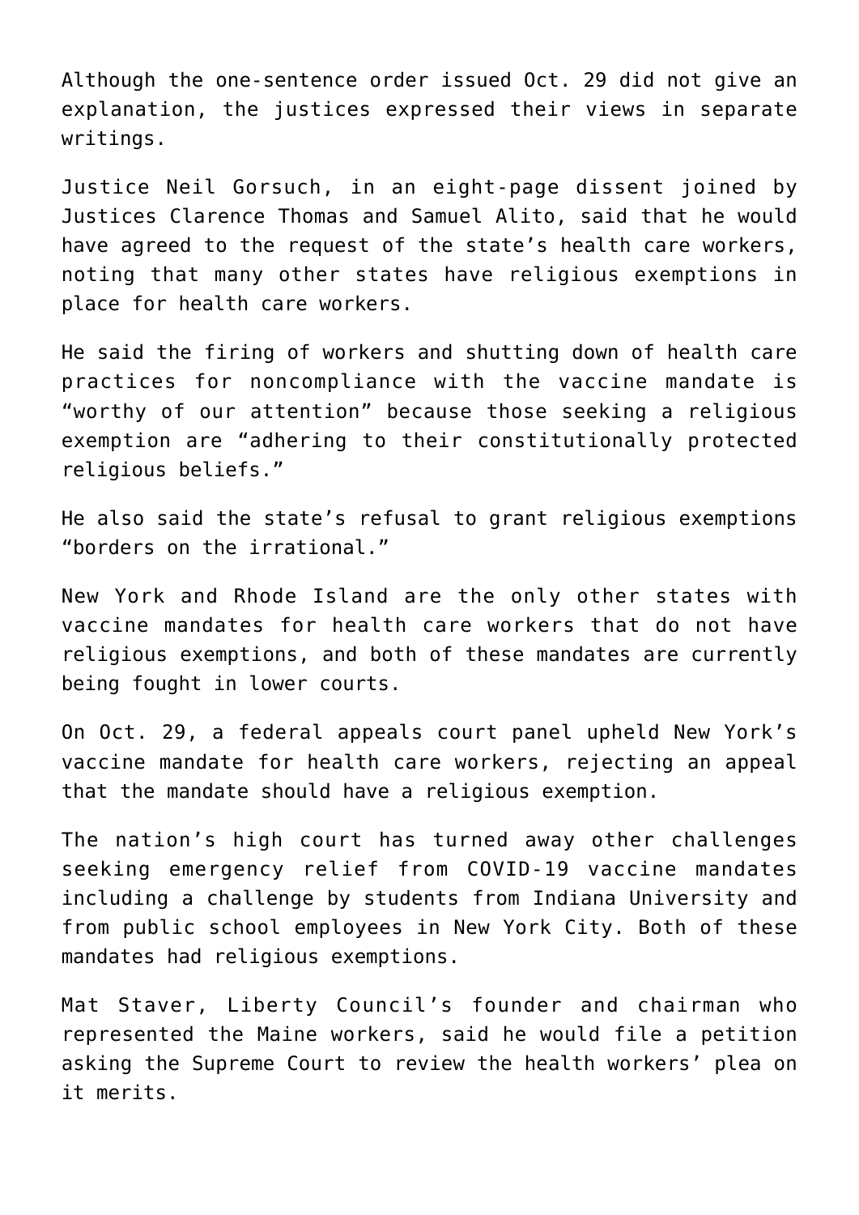Although the one-sentence order issued Oct. 29 did not give an explanation, the justices expressed their views in separate writings.

Justice Neil Gorsuch, in an eight-page dissent joined by Justices Clarence Thomas and Samuel Alito, said that he would have agreed to the request of the state's health care workers, noting that many other states have religious exemptions in place for health care workers.

He said the firing of workers and shutting down of health care practices for noncompliance with the vaccine mandate is "worthy of our attention" because those seeking a religious exemption are "adhering to their constitutionally protected religious beliefs."

He also said the state's refusal to grant religious exemptions "borders on the irrational."

New York and Rhode Island are the only other states with vaccine mandates for health care workers that do not have religious exemptions, and both of these mandates are currently being fought in lower courts.

On Oct. 29, a federal appeals court panel upheld New York's vaccine mandate for health care workers, rejecting an appeal that the mandate should have a religious exemption.

The nation's high court has turned away other challenges seeking emergency relief from COVID-19 vaccine mandates including a challenge by students from Indiana University and from public school employees in New York City. Both of these mandates had religious exemptions.

Mat Staver, Liberty Council's founder and chairman who represented the Maine workers, said he would file a petition asking the Supreme Court to review the health workers' plea on it merits.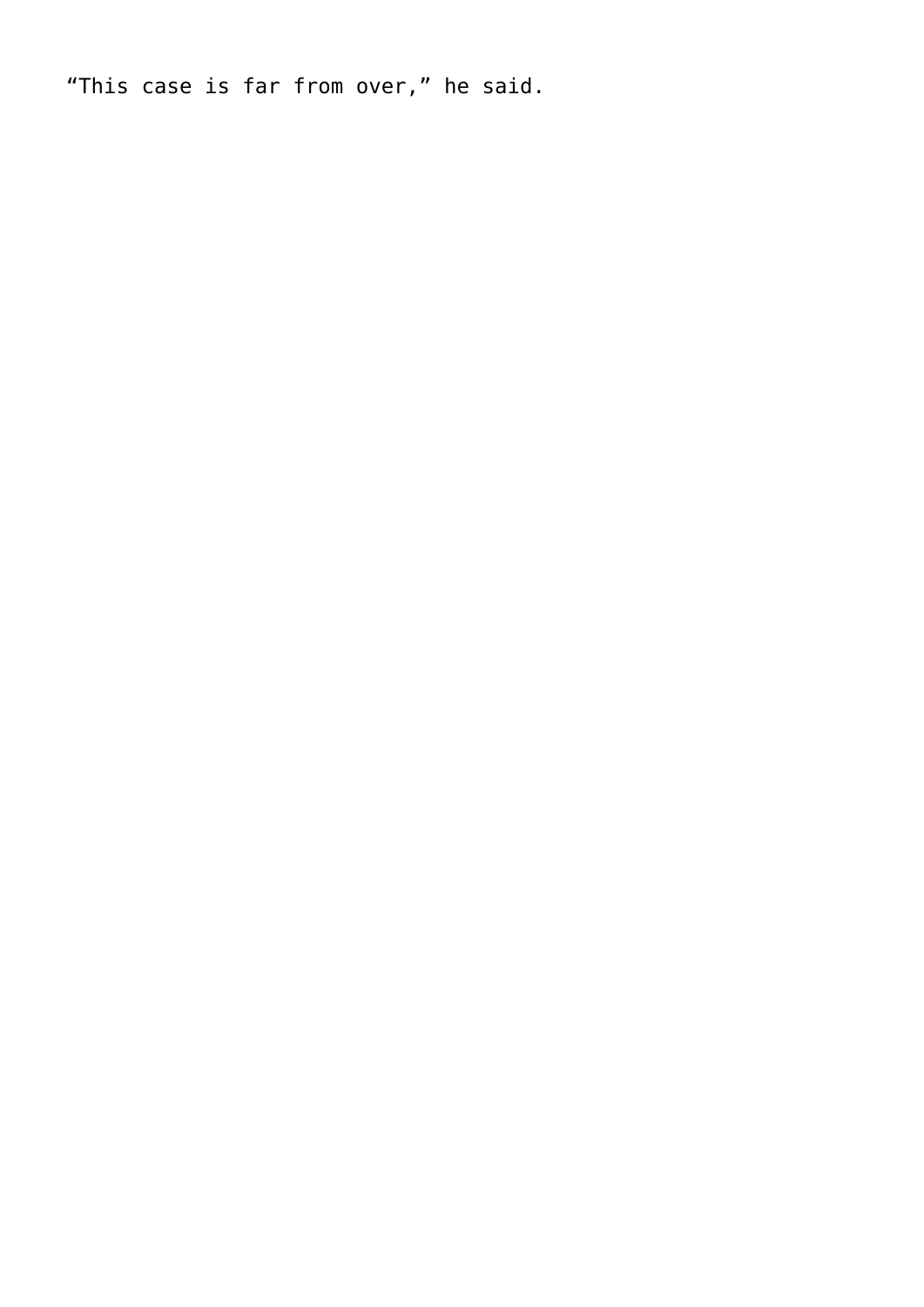“This case is far from over,” he said.